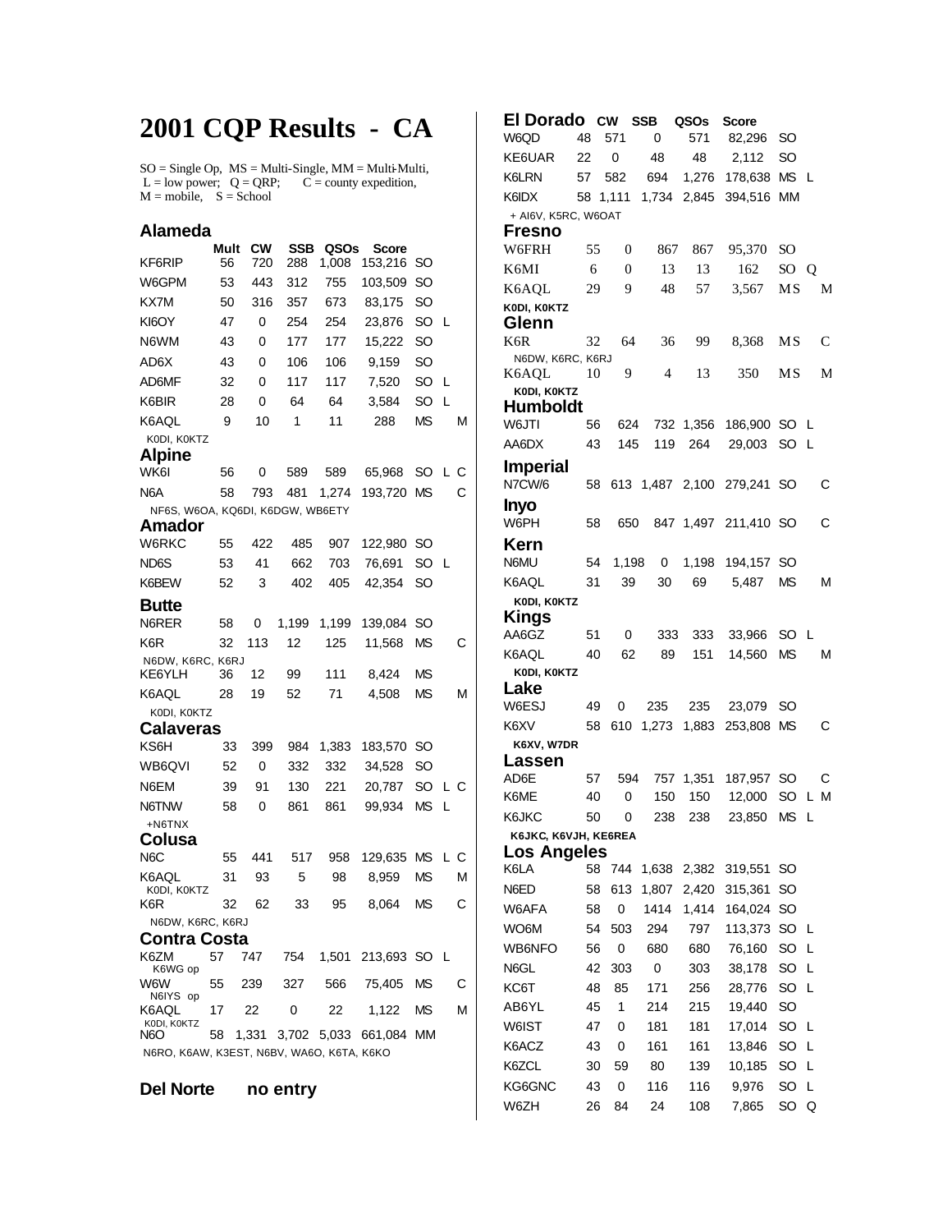# 2001 CQP Results - CA

SO = Single Op, MS = Multi-Single, MM = Multi-Multi,
L = low power; Q = QRP; C = county expedition,
M = mobile, S = School

## Alameda

| Call | Mult | CW | SSB | QSOs | Score | | | |
|---|---|---|---|---|---|---|---|---|
| KF6RIP | 56 | 720 | 288 | 1,008 | 153,216 | SO | | |
| W6GPM | 53 | 443 | 312 | 755 | 103,509 | SO | | |
| KX7M | 50 | 316 | 357 | 673 | 83,175 | SO | | |
| KI6OY | 47 | 0 | 254 | 254 | 23,876 | SO | L | |
| N6WM | 43 | 0 | 177 | 177 | 15,222 | SO | | |
| AD6X | 43 | 0 | 106 | 106 | 9,159 | SO | | |
| AD6MF | 32 | 0 | 117 | 117 | 7,520 | SO | L | |
| K6BIR | 28 | 0 | 64 | 64 | 3,584 | SO | L | |
| K6AQL | 9 | 10 | 1 | 11 | 288 | MS | | M |

K0DI, K0KTZ

## Alpine

| Call | Mult | CW | SSB | QSOs | Score | | | |
|---|---|---|---|---|---|---|---|---|
| WK6I | 56 | 0 | 589 | 589 | 65,968 | SO | L | C |
| N6A | 58 | 793 | 481 | 1,274 | 193,720 | MS | | C |

NF6S, W6OA, KQ6DI, K6DGW, WB6ETY

## Amador

| Call | Mult | CW | SSB | QSOs | Score | | | |
|---|---|---|---|---|---|---|---|---|
| W6RKC | 55 | 422 | 485 | 907 | 122,980 | SO | | |
| ND6S | 53 | 41 | 662 | 703 | 76,691 | SO | L | |
| K6BEW | 52 | 3 | 402 | 405 | 42,354 | SO | | |

## Butte

| Call | Mult | CW | SSB | QSOs | Score | | | |
|---|---|---|---|---|---|---|---|---|
| N6RER | 58 | 0 | 1,199 | 1,199 | 139,084 | SO | | |
| K6R | 32 | 113 | 12 | 125 | 11,568 | MS | | C |
| KE6YLH | 36 | 12 | 99 | 111 | 8,424 | MS | | |
| K6AQL | 28 | 19 | 52 | 71 | 4,508 | MS | | M |

K6R: N6DW, K6RC, K6RJ
K6AQL: K0DI, K0KTZ

## Calaveras

| Call | Mult | CW | SSB | QSOs | Score | | | |
|---|---|---|---|---|---|---|---|---|
| KS6H | 33 | 399 | 984 | 1,383 | 183,570 | SO | | |
| WB6QVI | 52 | 0 | 332 | 332 | 34,528 | SO | | |
| N6EM | 39 | 91 | 130 | 221 | 20,787 | SO | L | C |
| N6TNW | 58 | 0 | 861 | 861 | 99,934 | MS | L | |

+N6TNX

## Colusa

| Call | Mult | CW | SSB | QSOs | Score | | | |
|---|---|---|---|---|---|---|---|---|
| N6C | 55 | 441 | 517 | 958 | 129,635 | MS | L | C |
| K6AQL | 31 | 93 | 5 | 98 | 8,959 | MS | | M |
| K6R | 32 | 62 | 33 | 95 | 8,064 | MS | | C |

K6AQL: K0DI, K0KTZ
K6R: N6DW, K6RC, K6RJ

## Contra Costa

| Call | Mult | CW | SSB | QSOs | Score | | | |
|---|---|---|---|---|---|---|---|---|
| K6ZM | 57 | 747 | 754 | 1,501 | 213,693 | SO | L | |
| W6W | 55 | 239 | 327 | 566 | 75,405 | MS | | C |
| K6AQL | 17 | 22 | 0 | 22 | 1,122 | MS | | M |
| N6O | 58 | 1,331 | 3,702 | 5,033 | 661,084 | MM | | |

K6ZM: K6WG op
W6W: N6IYS op
K6AQL: K0DI, K0KTZ
N6O: N6RO, K6AW, K3EST, N6BV, WA6O, K6TA, K6KO

## Del Norte no entry

## El Dorado

| Call | Mult | CW | SSB | QSOs | Score | | | |
|---|---|---|---|---|---|---|---|---|
| W6QD | 48 | 571 | 0 | 571 | 82,296 | SO | | |
| KE6UAR | 22 | 0 | 48 | 48 | 2,112 | SO | | |
| K6LRN | 57 | 582 | 694 | 1,276 | 178,638 | MS | L | |
| K6IDX | 58 | 1,111 | 1,734 | 2,845 | 394,516 | MM | | |

+ AI6V, K5RC, W6OAT

## Fresno

| Call | Mult | CW | SSB | QSOs | Score | | | |
|---|---|---|---|---|---|---|---|---|
| W6FRH | 55 | 0 | 867 | 867 | 95,370 | SO | | |
| K6MI | 6 | 0 | 13 | 13 | 162 | SO | Q | |
| K6AQL | 29 | 9 | 48 | 57 | 3,567 | MS | | M |

K0DI, K0KTZ

## Glenn

| Call | Mult | CW | SSB | QSOs | Score | | | |
|---|---|---|---|---|---|---|---|---|
| K6R | 32 | 64 | 36 | 99 | 8,368 | MS | | C |
| K6AQL | 10 | 9 | 4 | 13 | 350 | MS | | M |

K6R: N6DW, K6RC, K6RJ
K6AQL: K0DI, K0KTZ

## Humboldt

| Call | Mult | CW | SSB | QSOs | Score | | | |
|---|---|---|---|---|---|---|---|---|
| W6JTI | 56 | 624 | 732 | 1,356 | 186,900 | SO | L | |
| AA6DX | 43 | 145 | 119 | 264 | 29,003 | SO | L | |

## Imperial

| Call | Mult | CW | SSB | QSOs | Score | | | |
|---|---|---|---|---|---|---|---|---|
| N7CW/6 | 58 | 613 | 1,487 | 2,100 | 279,241 | SO | | C |

## Inyo

| Call | Mult | CW | SSB | QSOs | Score | | | |
|---|---|---|---|---|---|---|---|---|
| W6PH | 58 | 650 | 847 | 1,497 | 211,410 | SO | | C |

## Kern

| Call | Mult | CW | SSB | QSOs | Score | | | |
|---|---|---|---|---|---|---|---|---|
| N6MU | 54 | 1,198 | 0 | 1,198 | 194,157 | SO | | |
| K6AQL | 31 | 39 | 30 | 69 | 5,487 | MS | | M |

K0DI, K0KTZ

## Kings

| Call | Mult | CW | SSB | QSOs | Score | | | |
|---|---|---|---|---|---|---|---|---|
| AA6GZ | 51 | 0 | 333 | 333 | 33,966 | SO | L | |
| K6AQL | 40 | 62 | 89 | 151 | 14,560 | MS | | M |

K0DI, K0KTZ

## Lake

| Call | Mult | CW | SSB | QSOs | Score | | | |
|---|---|---|---|---|---|---|---|---|
| W6ESJ | 49 | 0 | 235 | 235 | 23,079 | SO | | |
| K6XV | 58 | 610 | 1,273 | 1,883 | 253,808 | MS | | C |

K6XV, W7DR

## Lassen

| Call | Mult | CW | SSB | QSOs | Score | | | |
|---|---|---|---|---|---|---|---|---|
| AD6E | 57 | 594 | 757 | 1,351 | 187,957 | SO | | C |
| K6ME | 40 | 0 | 150 | 150 | 12,000 | SO | L | M |
| K6JKC | 50 | 0 | 238 | 238 | 23,850 | MS | L | |

K6JKC, K6VJH, KE6REA

## Los Angeles

| Call | Mult | CW | SSB | QSOs | Score | | | |
|---|---|---|---|---|---|---|---|---|
| K6LA | 58 | 744 | 1,638 | 2,382 | 319,551 | SO | | |
| N6ED | 58 | 613 | 1,807 | 2,420 | 315,361 | SO | | |
| W6AFA | 58 | 0 | 1414 | 1,414 | 164,024 | SO | | |
| WO6M | 54 | 503 | 294 | 797 | 113,373 | SO | L | |
| WB6NFO | 56 | 0 | 680 | 680 | 76,160 | SO | L | |
| N6GL | 42 | 303 | 0 | 303 | 38,178 | SO | L | |
| KC6T | 48 | 85 | 171 | 256 | 28,776 | SO | L | |
| AB6YL | 45 | 1 | 214 | 215 | 19,440 | SO | | |
| W6IST | 47 | 0 | 181 | 181 | 17,014 | SO | L | |
| K6ACZ | 43 | 0 | 161 | 161 | 13,846 | SO | L | |
| K6ZCL | 30 | 59 | 80 | 139 | 10,185 | SO | L | |
| KG6GNC | 43 | 0 | 116 | 116 | 9,976 | SO | L | |
| W6ZH | 26 | 84 | 24 | 108 | 7,865 | SO | Q | |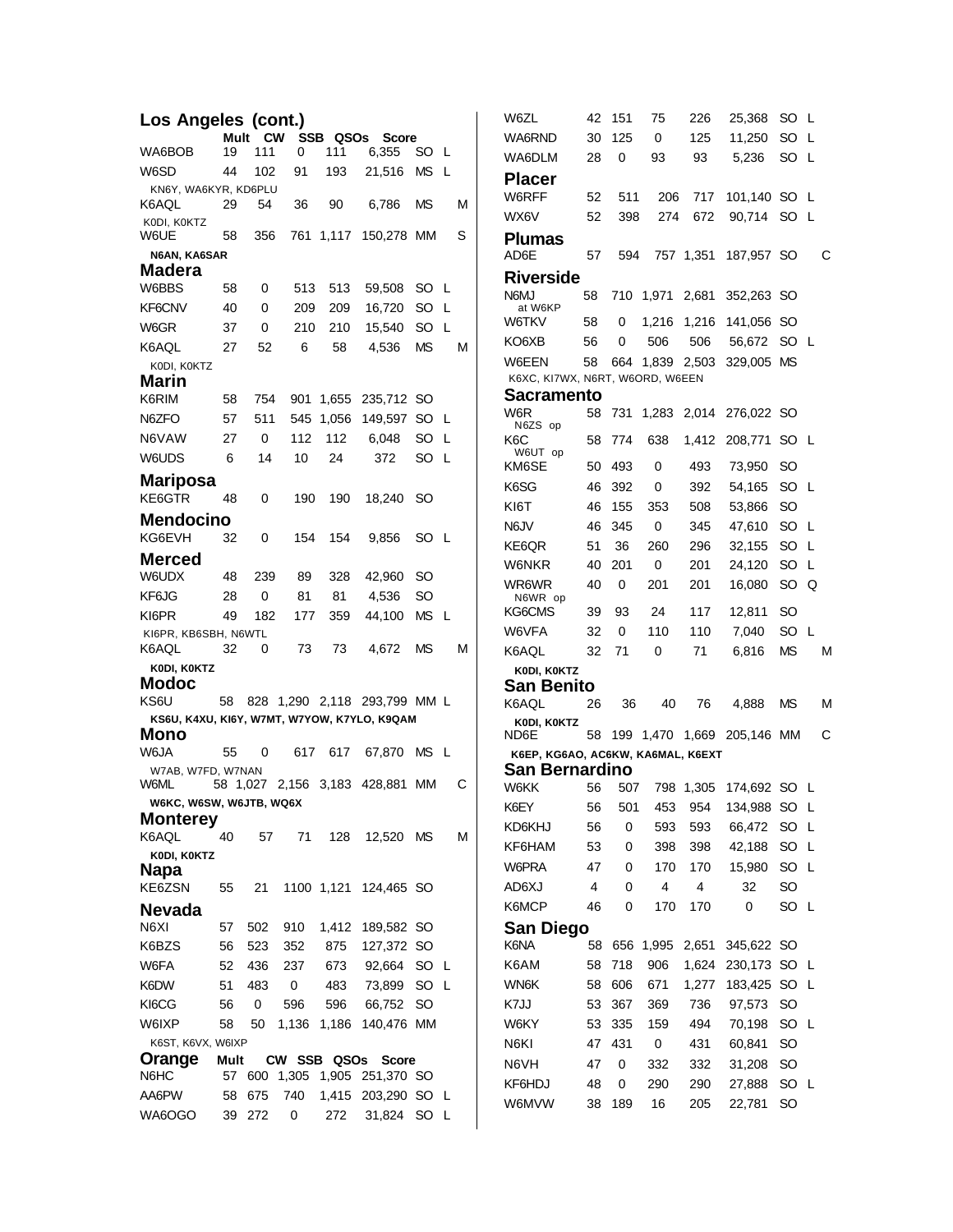## Los Angeles (cont.)

| Call | Mult | CW | SSB | QSOs | Score | | | |
|---|---|---|---|---|---|---|---|---|
| WA6BOB | 19 | 111 | 0 | 111 | 6,355 | SO | L | |
| W6SD | 44 | 102 | 91 | 193 | 21,516 | MS | L | |
| KN6Y, WA6KYR, KD6PLU | | | | | | | | |
| K6AQL | 29 | 54 | 36 | 90 | 6,786 | MS | | M |
| K0DI, K0KTZ | | | | | | | | |
| W6UE | 58 | 356 | 761 | 1,117 | 150,278 | MM | | S |
| **N6AN, KA6SAR** | | | | | | | | |

## Madera

| Call | Mult | CW | SSB | QSOs | Score | | | |
|---|---|---|---|---|---|---|---|---|
| W6BBS | 58 | 0 | 513 | 513 | 59,508 | SO | L | |
| KF6CNV | 40 | 0 | 209 | 209 | 16,720 | SO | L | |
| W6GR | 37 | 0 | 210 | 210 | 15,540 | SO | L | |
| K6AQL | 27 | 52 | 6 | 58 | 4,536 | MS | | M |
| K0DI, K0KTZ | | | | | | | | |

## Marin

| Call | Mult | CW | SSB | QSOs | Score | | | |
|---|---|---|---|---|---|---|---|---|
| K6RIM | 58 | 754 | 901 | 1,655 | 235,712 | SO | | |
| N6ZFO | 57 | 511 | 545 | 1,056 | 149,597 | SO | L | |
| N6VAW | 27 | 0 | 112 | 112 | 6,048 | SO | L | |
| W6UDS | 6 | 14 | 10 | 24 | 372 | SO | L | |

## Mariposa

| Call | Mult | CW | SSB | QSOs | Score | | | |
|---|---|---|---|---|---|---|---|---|
| KE6GTR | 48 | 0 | 190 | 190 | 18,240 | SO | | |

## Mendocino

| Call | Mult | CW | SSB | QSOs | Score | | | |
|---|---|---|---|---|---|---|---|---|
| KG6EVH | 32 | 0 | 154 | 154 | 9,856 | SO | L | |

## Merced

| Call | Mult | CW | SSB | QSOs | Score | | | |
|---|---|---|---|---|---|---|---|---|
| W6UDX | 48 | 239 | 89 | 328 | 42,960 | SO | | |
| KF6JG | 28 | 0 | 81 | 81 | 4,536 | SO | | |
| KI6PR | 49 | 182 | 177 | 359 | 44,100 | MS | L | |
| KI6PR, KB6SBH, N6WTL | | | | | | | | |
| K6AQL | 32 | 0 | 73 | 73 | 4,672 | MS | | M |
| **K0DI, K0KTZ** | | | | | | | | |

## Modoc

| Call | Mult | CW | SSB | QSOs | Score | | | |
|---|---|---|---|---|---|---|---|---|
| KS6U | 58 | 828 | 1,290 | 2,118 | 293,799 | MM | L | |
| **KS6U, K4XU, KI6Y, W7MT, W7YOW, K7YLO, K9QAM** | | | | | | | | |

## Mono

| Call | Mult | CW | SSB | QSOs | Score | | | |
|---|---|---|---|---|---|---|---|---|
| W6JA | 55 | 0 | 617 | 617 | 67,870 | MS | L | |
| W7AB, W7FD, W7NAN | | | | | | | | |
| W6ML | 58 | 1,027 | 2,156 | 3,183 | 428,881 | MM | | C |
| **W6KC, W6SW, W6JTB, WQ6X** | | | | | | | | |

## Monterey

| Call | Mult | CW | SSB | QSOs | Score | | | |
|---|---|---|---|---|---|---|---|---|
| K6AQL | 40 | 57 | 71 | 128 | 12,520 | MS | | M |
| **K0DI, K0KTZ** | | | | | | | | |

## Napa

| Call | Mult | CW | SSB | QSOs | Score | | | |
|---|---|---|---|---|---|---|---|---|
| KE6ZSN | 55 | 21 | 1100 | 1,121 | 124,465 | SO | | |

## Nevada

| Call | Mult | CW | SSB | QSOs | Score | | | |
|---|---|---|---|---|---|---|---|---|
| N6XI | 57 | 502 | 910 | 1,412 | 189,582 | SO | | |
| K6BZS | 56 | 523 | 352 | 875 | 127,372 | SO | | |
| W6FA | 52 | 436 | 237 | 673 | 92,664 | SO | L | |
| K6DW | 51 | 483 | 0 | 483 | 73,899 | SO | L | |
| KI6CG | 56 | 0 | 596 | 596 | 66,752 | SO | | |
| W6IXP | 58 | 50 | 1,136 | 1,186 | 140,476 | MM | | |
| K6ST, K6VX, W6IXP | | | | | | | | |

## Orange

| Call | Mult | CW | SSB | QSOs | Score | | | |
|---|---|---|---|---|---|---|---|---|
| N6HC | 57 | 600 | 1,305 | 1,905 | 251,370 | SO | | |
| AA6PW | 58 | 675 | 740 | 1,415 | 203,290 | SO | L | |
| WA6OGO | 39 | 272 | 0 | 272 | 31,824 | SO | L | |
| W6ZL | 42 | 151 | 75 | 226 | 25,368 | SO | L | |
| WA6RND | 30 | 125 | 0 | 125 | 11,250 | SO | L | |
| WA6DLM | 28 | 0 | 93 | 93 | 5,236 | SO | L | |

## Placer

| Call | Mult | CW | SSB | QSOs | Score | | | |
|---|---|---|---|---|---|---|---|---|
| W6RFF | 52 | 511 | 206 | 717 | 101,140 | SO | L | |
| WX6V | 52 | 398 | 274 | 672 | 90,714 | SO | L | |

## Plumas

| Call | Mult | CW | SSB | QSOs | Score | | | |
|---|---|---|---|---|---|---|---|---|
| AD6E | 57 | 594 | 757 | 1,351 | 187,957 | SO | | C |

## Riverside

| Call | Mult | CW | SSB | QSOs | Score | | | |
|---|---|---|---|---|---|---|---|---|
| N6MJ | 58 | 710 | 1,971 | 2,681 | 352,263 | SO | | |
| at W6KP | | | | | | | | |
| W6TKV | 58 | 0 | 1,216 | 1,216 | 141,056 | SO | | |
| KO6XB | 56 | 0 | 506 | 506 | 56,672 | SO | L | |
| W6EEN | 58 | 664 | 1,839 | 2,503 | 329,005 | MS | | |
| K6XC, KI7WX, N6RT, W6ORD, W6EEN | | | | | | | | |

## Sacramento

| Call | Mult | CW | SSB | QSOs | Score | | | |
|---|---|---|---|---|---|---|---|---|
| W6R | 58 | 731 | 1,283 | 2,014 | 276,022 | SO | | |
| N6ZS op | | | | | | | | |
| K6C | 58 | 774 | 638 | 1,412 | 208,771 | SO | L | |
| W6UT op | | | | | | | | |
| KM6SE | 50 | 493 | 0 | 493 | 73,950 | SO | | |
| K6SG | 46 | 392 | 0 | 392 | 54,165 | SO | L | |
| KI6T | 46 | 155 | 353 | 508 | 53,866 | SO | | |
| N6JV | 46 | 345 | 0 | 345 | 47,610 | SO | L | |
| KE6QR | 51 | 36 | 260 | 296 | 32,155 | SO | L | |
| W6NKR | 40 | 201 | 0 | 201 | 24,120 | SO | L | |
| WR6WR | 40 | 0 | 201 | 201 | 16,080 | SO | Q | |
| N6WR op | | | | | | | | |
| KG6CMS | 39 | 93 | 24 | 117 | 12,811 | SO | | |
| W6VFA | 32 | 0 | 110 | 110 | 7,040 | SO | L | |
| K6AQL | 32 | 71 | 0 | 71 | 6,816 | MS | | M |
| **K0DI, K0KTZ** | | | | | | | | |

## San Benito

| Call | Mult | CW | SSB | QSOs | Score | | | |
|---|---|---|---|---|---|---|---|---|
| K6AQL | 26 | 36 | 40 | 76 | 4,888 | MS | | M |
| **K0DI, K0KTZ** | | | | | | | | |
| ND6E | 58 | 199 | 1,470 | 1,669 | 205,146 | MM | | C |
| **K6EP, KG6AO, AC6KW, KA6MAL, K6EXT** | | | | | | | | |

## San Bernardino

| Call | Mult | CW | SSB | QSOs | Score | | | |
|---|---|---|---|---|---|---|---|---|
| W6KK | 56 | 507 | 798 | 1,305 | 174,692 | SO | L | |
| K6EY | 56 | 501 | 453 | 954 | 134,988 | SO | L | |
| KD6KHJ | 56 | 0 | 593 | 593 | 66,472 | SO | L | |
| KF6HAM | 53 | 0 | 398 | 398 | 42,188 | SO | L | |
| W6PRA | 47 | 0 | 170 | 170 | 15,980 | SO | L | |
| AD6XJ | 4 | 0 | 4 | 4 | 32 | SO | | |
| K6MCP | 46 | 0 | 170 | 170 | 0 | SO | L | |

## San Diego

| Call | Mult | CW | SSB | QSOs | Score | | | |
|---|---|---|---|---|---|---|---|---|
| K6NA | 58 | 656 | 1,995 | 2,651 | 345,622 | SO | | |
| K6AM | 58 | 718 | 906 | 1,624 | 230,173 | SO | L | |
| WN6K | 58 | 606 | 671 | 1,277 | 183,425 | SO | L | |
| K7JJ | 53 | 367 | 369 | 736 | 97,573 | SO | | |
| W6KY | 53 | 335 | 159 | 494 | 70,198 | SO | L | |
| N6KI | 47 | 431 | 0 | 431 | 60,841 | SO | | |
| N6VH | 47 | 0 | 332 | 332 | 31,208 | SO | | |
| KF6HDJ | 48 | 0 | 290 | 290 | 27,888 | SO | L | |
| W6MVW | 38 | 189 | 16 | 205 | 22,781 | SO | | |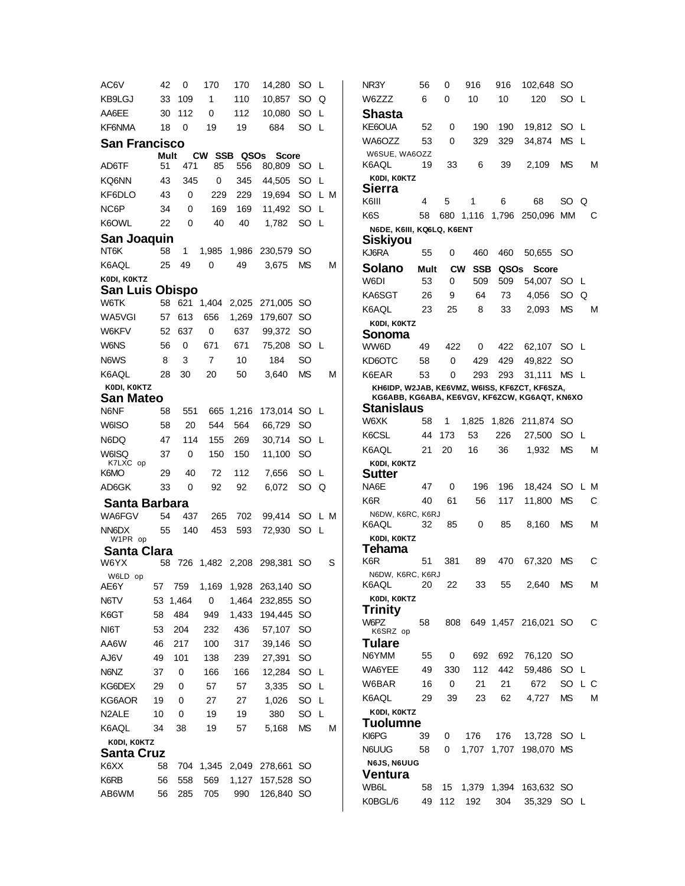| | | | | | | | |
|---|---|---|---|---|---|---|---|
| AC6V | 42 | 0 | 170 | 170 | 14,280 | SO | L |
| KB9LGJ | 33 | 109 | 1 | 110 | 10,857 | SO | Q |
| AA6EE | 30 | 112 | 0 | 112 | 10,080 | SO | L |
| KF6NMA | 18 | 0 | 19 | 19 | 684 | SO | L |

## San Francisco

| | Mult | CW | SSB | QSOs | Score | | |
|---|---|---|---|---|---|---|---|
| AD6TF | 51 | 471 | 85 | 556 | 80,809 | SO | L |
| KQ6NN | 43 | 345 | 0 | 345 | 44,505 | SO | L |
| KF6DLO | 43 | 0 | 229 | 229 | 19,694 | SO | L M |
| NC6P | 34 | 0 | 169 | 169 | 11,492 | SO | L |
| K6OWL | 22 | 0 | 40 | 40 | 1,782 | SO | L |

## San Joaquin

| | | | | | | | |
|---|---|---|---|---|---|---|---|
| NT6K | 58 | 1 | 1,985 | 1,986 | 230,579 | SO | |
| K6AQL | 25 | 49 | 0 | 49 | 3,675 | MS | M |

K0DI, K0KTZ

## San Luis Obispo

| | | | | | | | |
|---|---|---|---|---|---|---|---|
| W6TK | 58 | 621 | 1,404 | 2,025 | 271,005 | SO | |
| WA5VGI | 57 | 613 | 656 | 1,269 | 179,607 | SO | |
| W6KFV | 52 | 637 | 0 | 637 | 99,372 | SO | |
| W6NS | 56 | 0 | 671 | 671 | 75,208 | SO | L |
| N6WS | 8 | 3 | 7 | 10 | 184 | SO | |
| K6AQL | 28 | 30 | 20 | 50 | 3,640 | MS | M |

K0DI, K0KTZ

## San Mateo

| | | | | | | | |
|---|---|---|---|---|---|---|---|
| N6NF | 58 | 551 | 665 | 1,216 | 173,014 | SO | L |
| W6ISO | 58 | 20 | 544 | 564 | 66,729 | SO | |
| N6DQ | 47 | 114 | 155 | 269 | 30,714 | SO | L |
| W6ISQ (K7LXC op) | 37 | 0 | 150 | 150 | 11,100 | SO | |
| K6MO | 29 | 40 | 72 | 112 | 7,656 | SO | L |
| AD6GK | 33 | 0 | 92 | 92 | 6,072 | SO | Q |

## Santa Barbara

| | | | | | | | |
|---|---|---|---|---|---|---|---|
| WA6FGV | 54 | 437 | 265 | 702 | 99,414 | SO | L M |
| NN6DX (W1PR op) | 55 | 140 | 453 | 593 | 72,930 | SO | L |

## Santa Clara

| | | | | | | | |
|---|---|---|---|---|---|---|---|
| W6YX (W6LD op) | 58 | 726 | 1,482 | 2,208 | 298,381 | SO | S |
| AE6Y | 57 | 759 | 1,169 | 1,928 | 263,140 | SO | |
| N6TV | 53 | 1,464 | 0 | 1,464 | 232,855 | SO | |
| K6GT | 58 | 484 | 949 | 1,433 | 194,445 | SO | |
| NI6T | 53 | 204 | 232 | 436 | 57,107 | SO | |
| AA6W | 46 | 217 | 100 | 317 | 39,146 | SO | |
| AJ6V | 49 | 101 | 138 | 239 | 27,391 | SO | |
| N6NZ | 37 | 0 | 166 | 166 | 12,284 | SO | L |
| KG6DEX | 29 | 0 | 57 | 57 | 3,335 | SO | L |
| KG6AOR | 19 | 0 | 27 | 27 | 1,026 | SO | L |
| N2ALE | 10 | 0 | 19 | 19 | 380 | SO | L |
| K6AQL | 34 | 38 | 19 | 57 | 5,168 | MS | M |

K0DI, K0KTZ

## Santa Cruz

| | | | | | | | |
|---|---|---|---|---|---|---|---|
| K6XX | 58 | 704 | 1,345 | 2,049 | 278,661 | SO | |
| K6RB | 56 | 558 | 569 | 1,127 | 157,528 | SO | |
| AB6WM | 56 | 285 | 705 | 990 | 126,840 | SO | |
| NR3Y | 56 | 0 | 916 | 916 | 102,648 | SO | |
| W6ZZZ | 6 | 0 | 10 | 10 | 120 | SO | L |

## Shasta

| | | | | | | | |
|---|---|---|---|---|---|---|---|
| KE6OUA | 52 | 0 | 190 | 190 | 19,812 | SO | L |
| WA6OZZ | 53 | 0 | 329 | 329 | 34,874 | MS | L |

W6SUE, WA6OZZ

| | | | | | | | |
|---|---|---|---|---|---|---|---|
| K6AQL | 19 | 33 | 6 | 39 | 2,109 | MS | M |

K0DI, K0KTZ

## Sierra

| | | | | | | | |
|---|---|---|---|---|---|---|---|
| K6III | 4 | 5 | 1 | 6 | 68 | SO | Q |
| K6S | 58 | 680 | 1,116 | 1,796 | 250,096 | MM | C |

N6DE, K6III, KQ6LQ, K6ENT

## Siskiyou

| | | | | | | | |
|---|---|---|---|---|---|---|---|
| KJ6RA | 55 | 0 | 460 | 460 | 50,655 | SO | |

## Solano

| | Mult | CW | SSB | QSOs | Score | | |
|---|---|---|---|---|---|---|---|
| W6DI | 53 | 0 | 509 | 509 | 54,007 | SO | L |
| KA6SGT | 26 | 9 | 64 | 73 | 4,056 | SO | Q |
| K6AQL | 23 | 25 | 8 | 33 | 2,093 | MS | M |

K0DI, K0KTZ

## Sonoma

| | | | | | | | |
|---|---|---|---|---|---|---|---|
| WW6D | 49 | 422 | 0 | 422 | 62,107 | SO | L |
| KD6OTC | 58 | 0 | 429 | 429 | 49,822 | SO | |
| K6EAR | 53 | 0 | 293 | 293 | 31,111 | MS | L |

KH6IDP, W2JAB, KE6VMZ, W6ISS, KF6ZCT, KF6SZA, KG6ABB, KG6ABA, KE6VGV, KF6ZCW, KG6AQT, KN6XO

## Stanislaus

| | | | | | | | |
|---|---|---|---|---|---|---|---|
| W6XK | 58 | 1 | 1,825 | 1,826 | 211,874 | SO | |
| K6CSL | 44 | 173 | 53 | 226 | 27,500 | SO | L |
| K6AQL | 21 | 20 | 16 | 36 | 1,932 | MS | M |

K0DI, K0KTZ

## Sutter

| | | | | | | | |
|---|---|---|---|---|---|---|---|
| NA6E | 47 | 0 | 196 | 196 | 18,424 | SO | L M |
| K6R | 40 | 61 | 56 | 117 | 11,800 | MS | C |

N6DW, K6RC, K6RJ

| | | | | | | | |
|---|---|---|---|---|---|---|---|
| K6AQL | 32 | 85 | 0 | 85 | 8,160 | MS | M |

K0DI, K0KTZ

## Tehama

| | | | | | | | |
|---|---|---|---|---|---|---|---|
| K6R | 51 | 381 | 89 | 470 | 67,320 | MS | C |

N6DW, K6RC, K6RJ

| | | | | | | | |
|---|---|---|---|---|---|---|---|
| K6AQL | 20 | 22 | 33 | 55 | 2,640 | MS | M |

K0DI, K0KTZ

## Trinity

| | | | | | | | |
|---|---|---|---|---|---|---|---|
| W6PZ (K6SRZ op) | 58 | 808 | 649 | 1,457 | 216,021 | SO | C |

## Tulare

| | | | | | | | |
|---|---|---|---|---|---|---|---|
| N6YMM | 55 | 0 | 692 | 692 | 76,120 | SO | |
| WA6YEE | 49 | 330 | 112 | 442 | 59,486 | SO | L |
| W6BAR | 16 | 0 | 21 | 21 | 672 | SO | L C |
| K6AQL | 29 | 39 | 23 | 62 | 4,727 | MS | M |

K0DI, K0KTZ

## Tuolumne

| | | | | | | | |
|---|---|---|---|---|---|---|---|
| KI6PG | 39 | 0 | 176 | 176 | 13,728 | SO | L |
| N6UUG | 58 | 0 | 1,707 | 1,707 | 198,070 | MS | |

N6JS, N6UUG

## Ventura

| | | | | | | | |
|---|---|---|---|---|---|---|---|
| WB6L | 58 | 15 | 1,379 | 1,394 | 163,632 | SO | |
| K0BGL/6 | 49 | 112 | 192 | 304 | 35,329 | SO | L |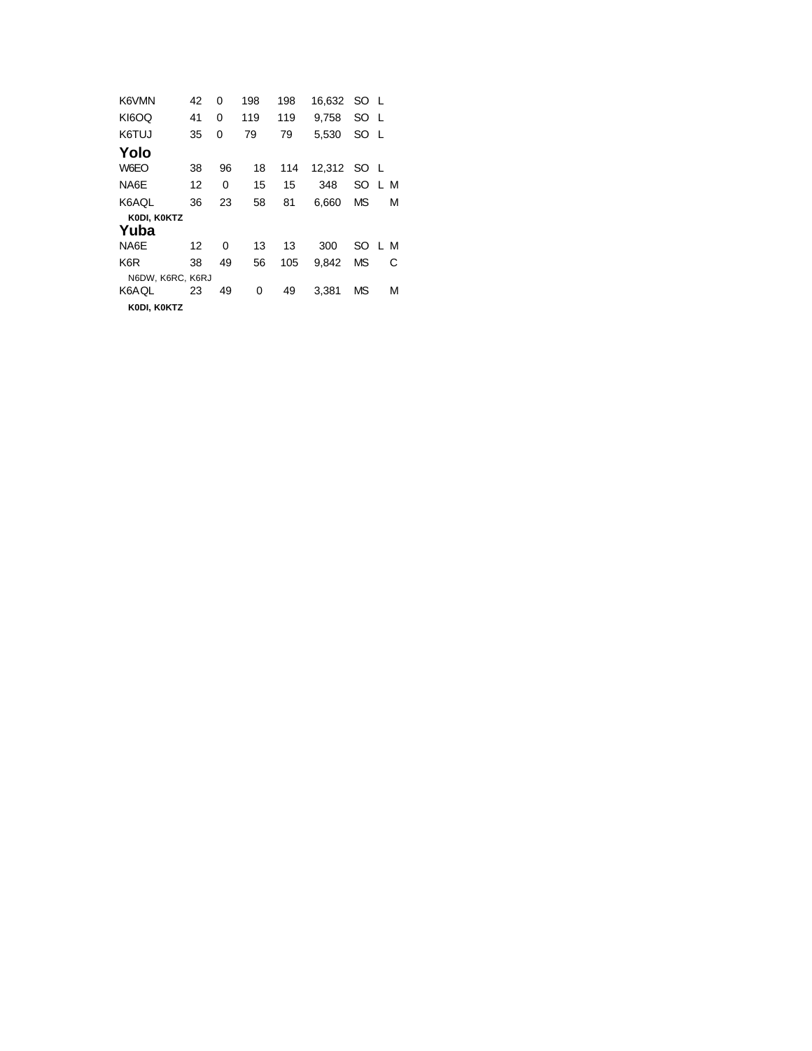| | | | | | | | | |
|---|---|---|---|---|---|---|---|---|
| K6VMN | 42 | 0 | 198 | 198 | 16,632 | SO | L | |
| KI6OQ | 41 | 0 | 119 | 119 | 9,758 | SO | L | |
| K6TUJ | 35 | 0 | 79 | 79 | 5,530 | SO | L | |

## Yolo

| | | | | | | | | |
|---|---|---|---|---|---|---|---|---|
| W6EO | 38 | 96 | 18 | 114 | 12,312 | SO | L | |
| NA6E | 12 | 0 | 15 | 15 | 348 | SO | L | M |
| K6AQL | 36 | 23 | 58 | 81 | 6,660 | MS | | M |

**K0DI, K0KTZ**

## Yuba

| | | | | | | | | |
|---|---|---|---|---|---|---|---|---|
| NA6E | 12 | 0 | 13 | 13 | 300 | SO | L | M |
| K6R | 38 | 49 | 56 | 105 | 9,842 | MS | | C |
| N6DW, K6RC, K6RJ | | | | | | | | |
| K6AQL | 23 | 49 | 0 | 49 | 3,381 | MS | | M |

**K0DI, K0KTZ**